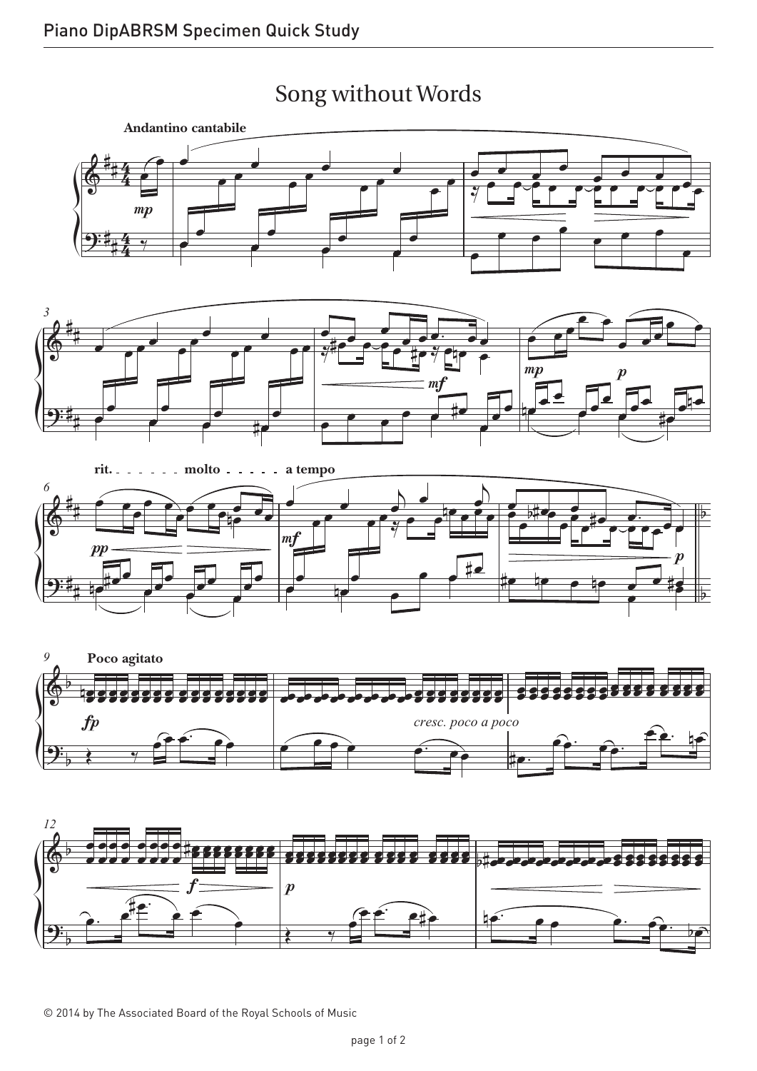# Song without Words

© 2014 by The Associated Board of the Royal Schools of Music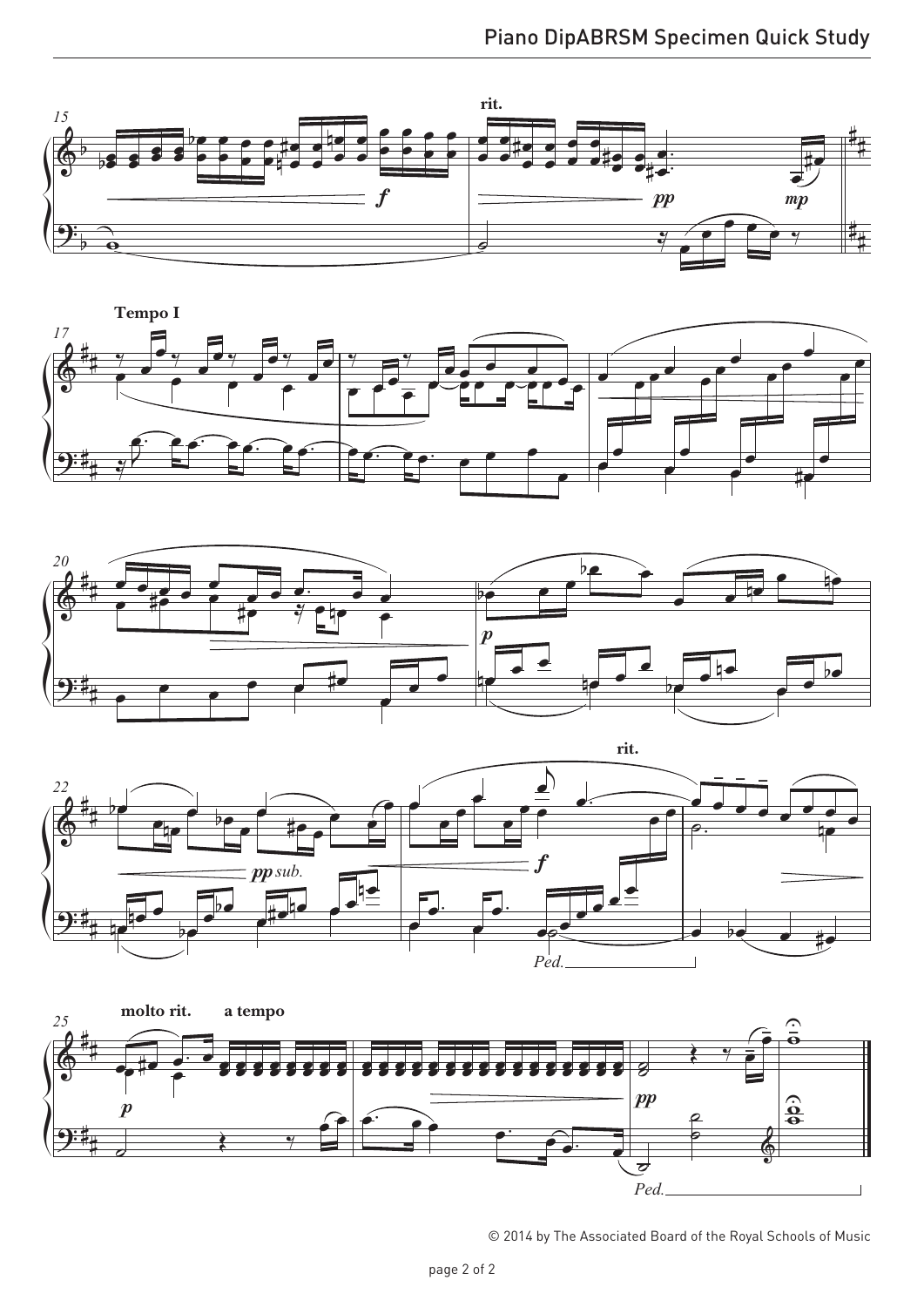© 2014 by The Associated Board of the Royal Schools of Music